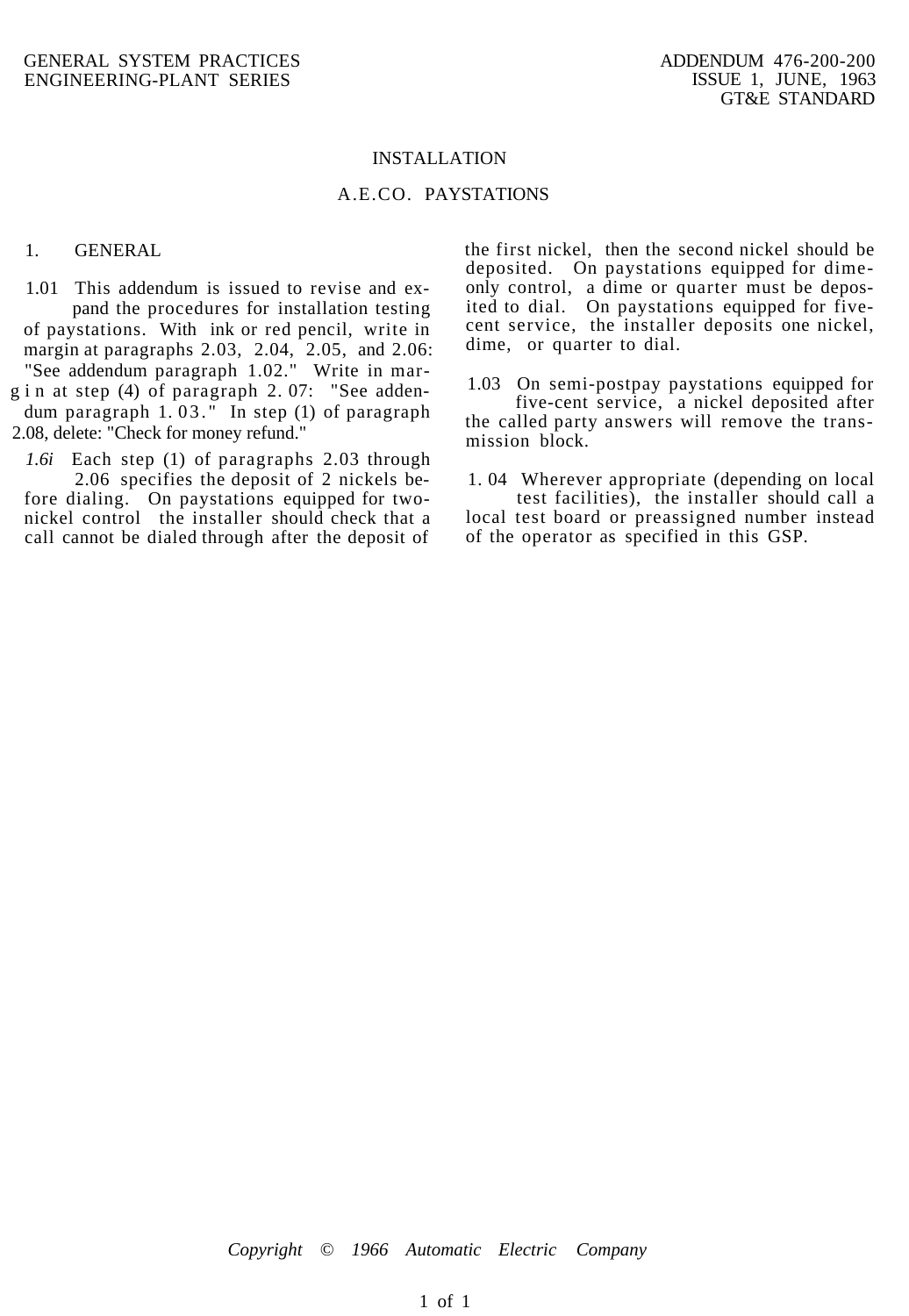GENERAL SYSTEM PRACTICES
ENGINEERING-PLANT SERIES

ADDENDUM 476-200-200
ISSUE 1, JUNE, 1963
GT&E STANDARD

# INSTALLATION

# A.E.CO. PAYSTATIONS

## 1. GENERAL

1.01 This addendum is issued to revise and expand the procedures for installation testing of paystations. With ink or red pencil, write in margin at paragraphs 2.03, 2.04, 2.05, and 2.06: "See addendum paragraph 1.02." Write in margin at step (4) of paragraph 2.07: "See addendum paragraph 1.03." In step (1) of paragraph 2.08, delete: "Check for money refund."

*1.6i* Each step (1) of paragraphs 2.03 through 2.06 specifies the deposit of 2 nickels before dialing. On paystations equipped for two-nickel control the installer should check that a call cannot be dialed through after the deposit of the first nickel, then the second nickel should be deposited. On paystations equipped for dime-only control, a dime or quarter must be deposited to dial. On paystations equipped for five-cent service, the installer deposits one nickel, dime, or quarter to dial.

1.03 On semi-postpay paystations equipped for five-cent service, a nickel deposited after the called party answers will remove the transmission block.

1.04 Wherever appropriate (depending on local test facilities), the installer should call a local test board or preassigned number instead of the operator as specified in this GSP.

*Copyright © 1966 Automatic Electric Company*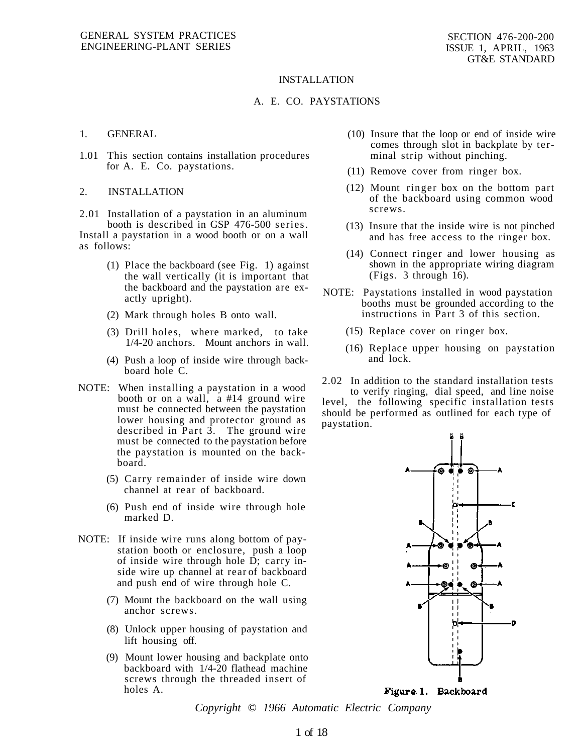INSTALLATION

A. E. CO. PAYSTATIONS

## 1. GENERAL

1.01 This section contains installation procedures for A. E. Co. paystations.

## 2. INSTALLATION

2.01 Installation of a paystation in an aluminum booth is described in GSP 476-500 series. Install a paystation in a wood booth or on a wall as follows:

(1) Place the backboard (see Fig. 1) against the wall vertically (it is important that the backboard and the paystation are exactly upright).

(2) Mark through holes B onto wall.

(3) Drill holes, where marked, to take 1/4-20 anchors. Mount anchors in wall.

(4) Push a loop of inside wire through backboard hole C.

NOTE: When installing a paystation in a wood booth or on a wall, a #14 ground wire must be connected between the paystation lower housing and protector ground as described in Part 3. The ground wire must be connected to the paystation before the paystation is mounted on the backboard.

(5) Carry remainder of inside wire down channel at rear of backboard.

(6) Push end of inside wire through hole marked D.

NOTE: If inside wire runs along bottom of paystation booth or enclosure, push a loop of inside wire through hole D; carry inside wire up channel at rear of backboard and push end of wire through hole C.

(7) Mount the backboard on the wall using anchor screws.

(8) Unlock upper housing of paystation and lift housing off.

(9) Mount lower housing and backplate onto backboard with 1/4-20 flathead machine screws through the threaded insert of holes A.

(10) Insure that the loop or end of inside wire comes through slot in backplate by terminal strip without pinching.

(11) Remove cover from ringer box.

(12) Mount ringer box on the bottom part of the backboard using common wood screws.

(13) Insure that the inside wire is not pinched and has free access to the ringer box.

(14) Connect ringer and lower housing as shown in the appropriate wiring diagram (Figs. 3 through 16).

NOTE: Paystations installed in wood paystation booths must be grounded according to the instructions in Part 3 of this section.

(15) Replace cover on ringer box.

(16) Replace upper housing on paystation and lock.

2.02 In addition to the standard installation tests to verify ringing, dial speed, and line noise level, the following specific installation tests should be performed as outlined for each type of paystation.

Figure 1. Backboard

*Copyright © 1966 Automatic Electric Company*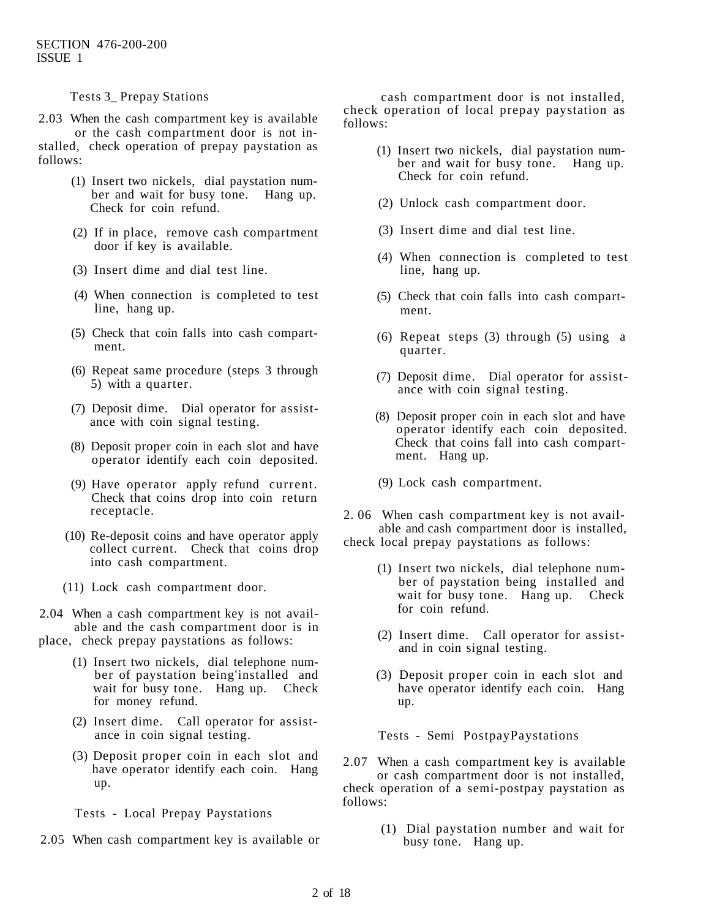### Tests 3_ Prepay Stations

2.03 When the cash compartment key is available or the cash compartment door is not installed, check operation of prepay paystation as follows:

(1) Insert two nickels, dial paystation number and wait for busy tone. Hang up. Check for coin refund.

(2) If in place, remove cash compartment door if key is available.

(3) Insert dime and dial test line.

(4) When connection is completed to test line, hang up.

(5) Check that coin falls into cash compartment.

(6) Repeat same procedure (steps 3 through 5) with a quarter.

(7) Deposit dime. Dial operator for assistance with coin signal testing.

(8) Deposit proper coin in each slot and have operator identify each coin deposited.

(9) Have operator apply refund current. Check that coins drop into coin return receptacle.

(10) Re-deposit coins and have operator apply collect current. Check that coins drop into cash compartment.

(11) Lock cash compartment door.

2.04 When a cash compartment key is not available and the cash compartment door is in place, check prepay paystations as follows:

(1) Insert two nickels, dial telephone number of paystation being'installed and wait for busy tone. Hang up. Check for money refund.

(2) Insert dime. Call operator for assistance in coin signal testing.

(3) Deposit proper coin in each slot and have operator identify each coin. Hang up.

### Tests - Local Prepay Paystations

2.05 When cash compartment key is available or cash compartment door is not installed, check operation of local prepay paystation as follows:

(1) Insert two nickels, dial paystation number and wait for busy tone. Hang up. Check for coin refund.

(2) Unlock cash compartment door.

(3) Insert dime and dial test line.

(4) When connection is completed to test line, hang up.

(5) Check that coin falls into cash compartment.

(6) Repeat steps (3) through (5) using a quarter.

(7) Deposit dime. Dial operator for assistance with coin signal testing.

(8) Deposit proper coin in each slot and have operator identify each coin deposited. Check that coins fall into cash compartment. Hang up.

(9) Lock cash compartment.

2. 06 When cash compartment key is not available and cash compartment door is installed, check local prepay paystations as follows:

(1) Insert two nickels, dial telephone number of paystation being installed and wait for busy tone. Hang up. Check for coin refund.

(2) Insert dime. Call operator for assistand in coin signal testing.

(3) Deposit proper coin in each slot and have operator identify each coin. Hang up.

### Tests - Semi PostpayPaystations

2.07 When a cash compartment key is available or cash compartment door is not installed, check operation of a semi-postpay paystation as follows:

(1) Dial paystation number and wait for busy tone. Hang up.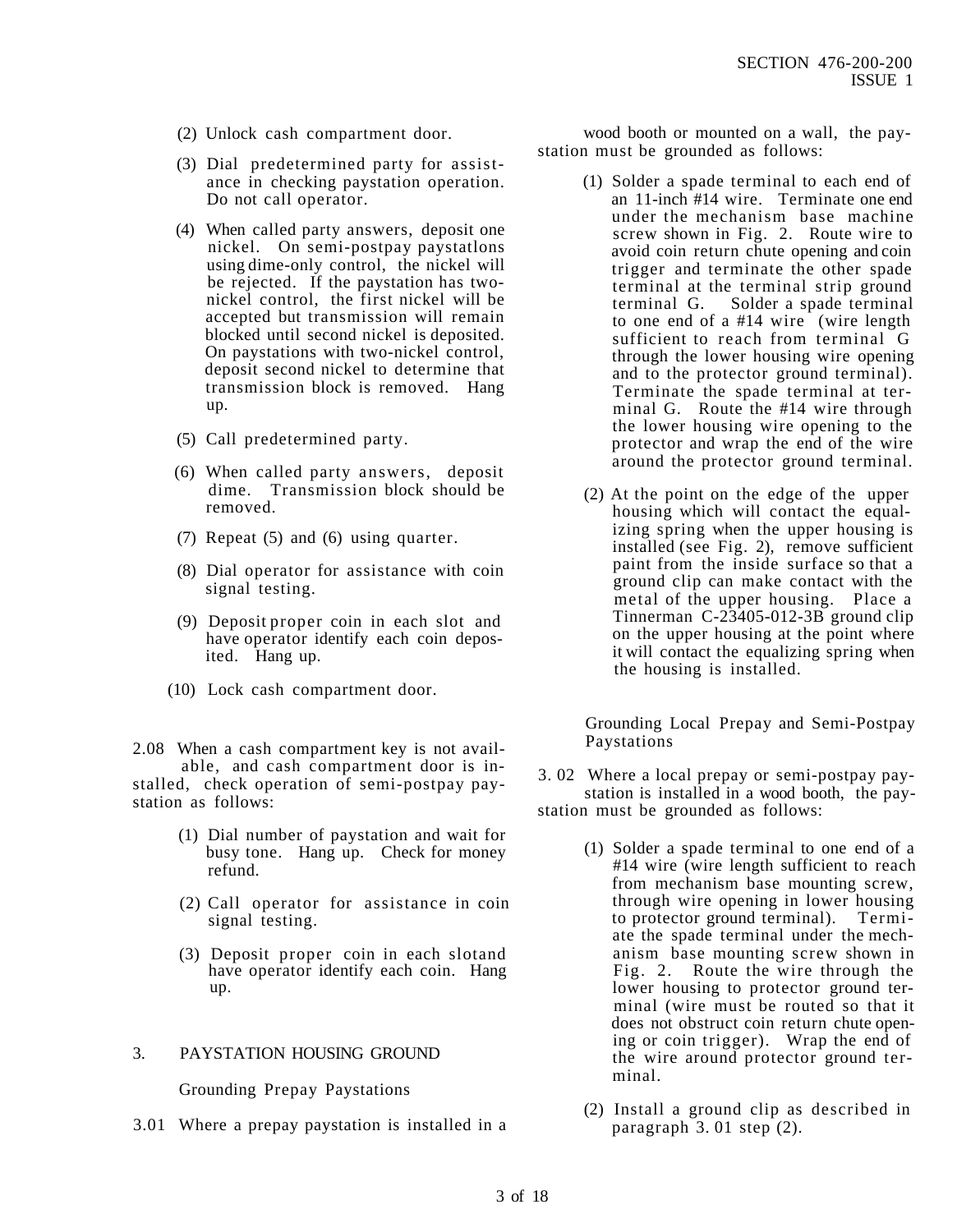(2) Unlock cash compartment door.

(3) Dial predetermined party for assistance in checking paystation operation. Do not call operator.

(4) When called party answers, deposit one nickel. On semi-postpay paystatlons using dime-only control, the nickel will be rejected. If the paystation has two-nickel control, the first nickel will be accepted but transmission will remain blocked until second nickel is deposited. On paystations with two-nickel control, deposit second nickel to determine that transmission block is removed. Hang up.

(5) Call predetermined party.

(6) When called party answers, deposit dime. Transmission block should be removed.

(7) Repeat (5) and (6) using quarter.

(8) Dial operator for assistance with coin signal testing.

(9) Deposit proper coin in each slot and have operator identify each coin deposited. Hang up.

(10) Lock cash compartment door.

2.08 When a cash compartment key is not available, and cash compartment door is installed, check operation of semi-postpay paystation as follows:

(1) Dial number of paystation and wait for busy tone. Hang up. Check for money refund.

(2) Call operator for assistance in coin signal testing.

(3) Deposit proper coin in each slotand have operator identify each coin. Hang up.

## 3. PAYSTATION HOUSING GROUND

### Grounding Prepay Paystations

3.01 Where a prepay paystation is installed in a wood booth or mounted on a wall, the paystation must be grounded as follows:

(1) Solder a spade terminal to each end of an 11-inch #14 wire. Terminate one end under the mechanism base machine screw shown in Fig. 2. Route wire to avoid coin return chute opening and coin trigger and terminate the other spade terminal at the terminal strip ground terminal G. Solder a spade terminal to one end of a #14 wire (wire length sufficient to reach from terminal G through the lower housing wire opening and to the protector ground terminal). Terminate the spade terminal at terminal G. Route the #14 wire through the lower housing wire opening to the protector and wrap the end of the wire around the protector ground terminal.

(2) At the point on the edge of the upper housing which will contact the equalizing spring when the upper housing is installed (see Fig. 2), remove sufficient paint from the inside surface so that a ground clip can make contact with the metal of the upper housing. Place a Tinnerman C-23405-012-3B ground clip on the upper housing at the point where it will contact the equalizing spring when the housing is installed.

### Grounding Local Prepay and Semi-Postpay Paystations

3.02 Where a local prepay or semi-postpay paystation is installed in a wood booth, the paystation must be grounded as follows:

(1) Solder a spade terminal to one end of a #14 wire (wire length sufficient to reach from mechanism base mounting screw, through wire opening in lower housing to protector ground terminal). Terminate the spade terminal under the mechanism base mounting screw shown in Fig. 2. Route the wire through the lower housing to protector ground terminal (wire must be routed so that it does not obstruct coin return chute opening or coin trigger). Wrap the end of the wire around protector ground terminal.

(2) Install a ground clip as described in paragraph 3.01 step (2).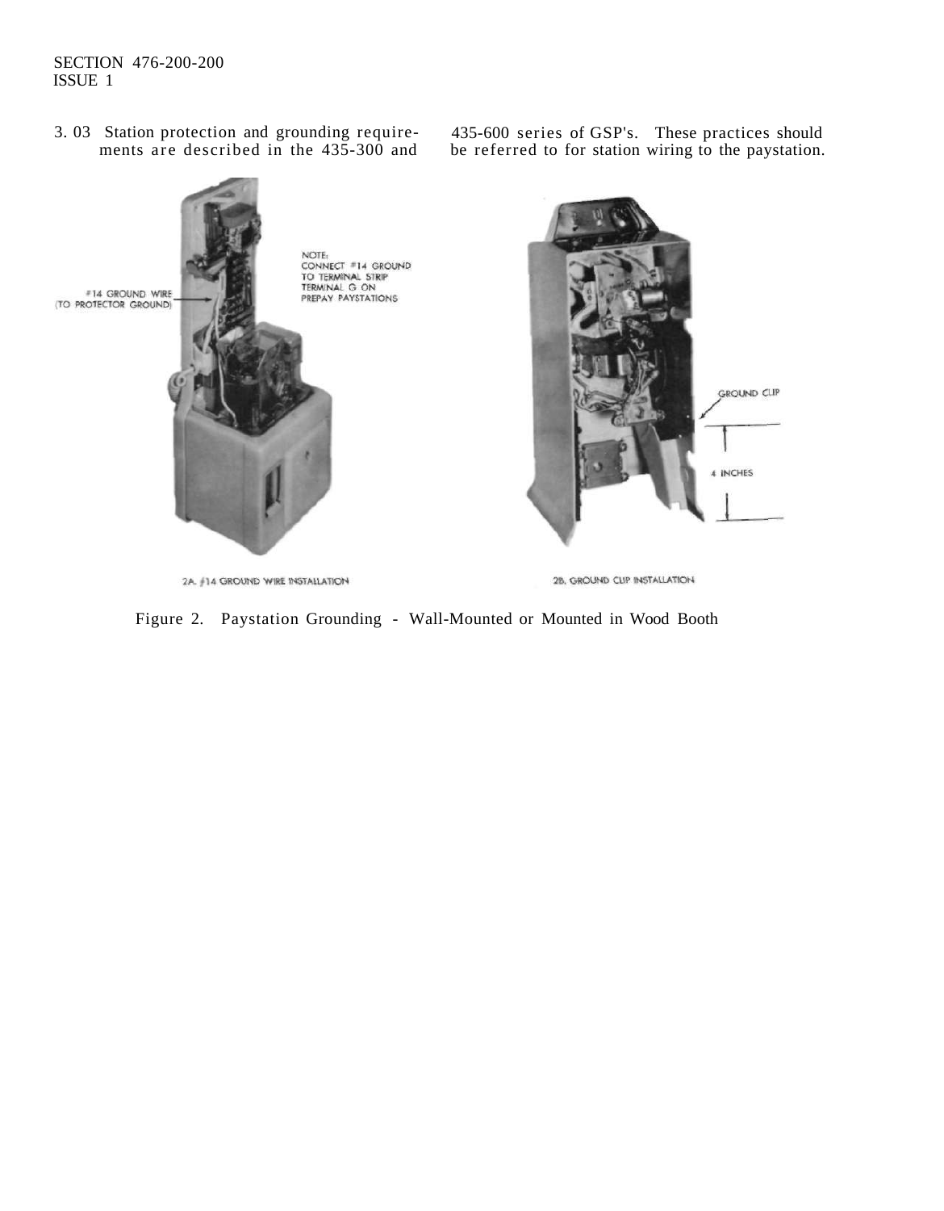3.03 Station protection and grounding requirements are described in the 435-300 and 435-600 series of GSP's. These practices should be referred to for station wiring to the paystation.

2A. #14 GROUND WIRE INSTALLATION

2B. GROUND CLIP INSTALLATION

Figure 2. Paystation Grounding - Wall-Mounted or Mounted in Wood Booth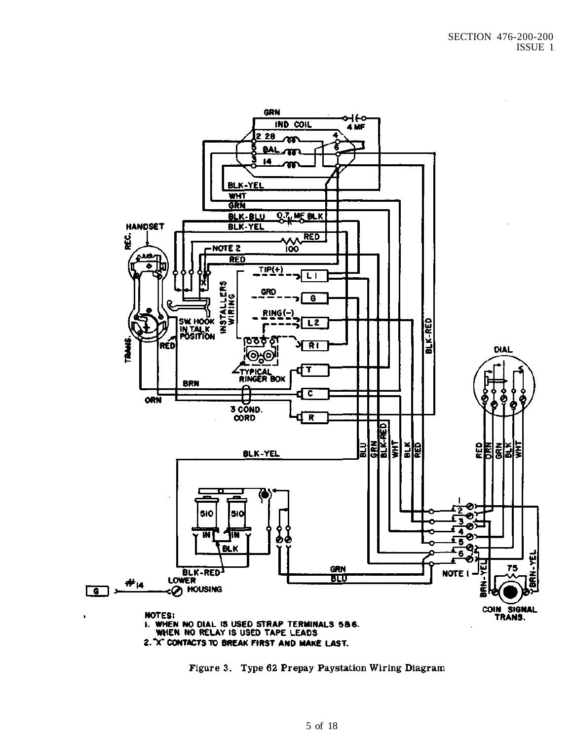NOTES:
1. WHEN NO DIAL IS USED STRAP TERMINALS 5&6. WHEN NO RELAY IS USED TAPE LEADS
2. "X" CONTACTS TO BREAK FIRST AND MAKE LAST.

Figure 3. Type 62 Prepay Paystation Wiring Diagram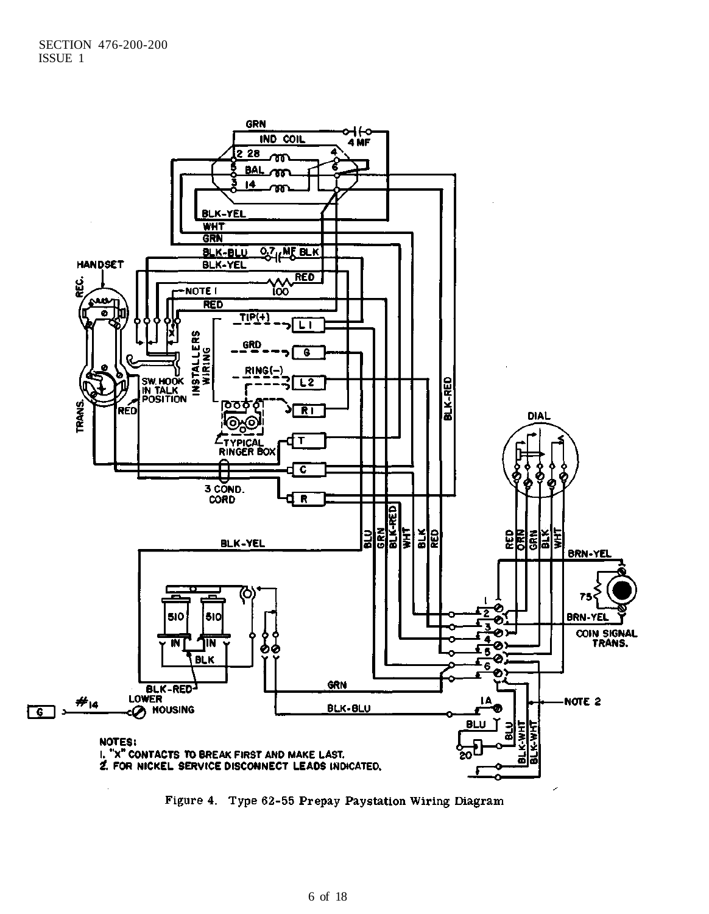NOTES:

1. "X" CONTACTS TO BREAK FIRST AND MAKE LAST.
2. FOR NICKEL SERVICE DISCONNECT LEADS INDICATED.

Figure 4. Type 62-55 Prepay Paystation Wiring Diagram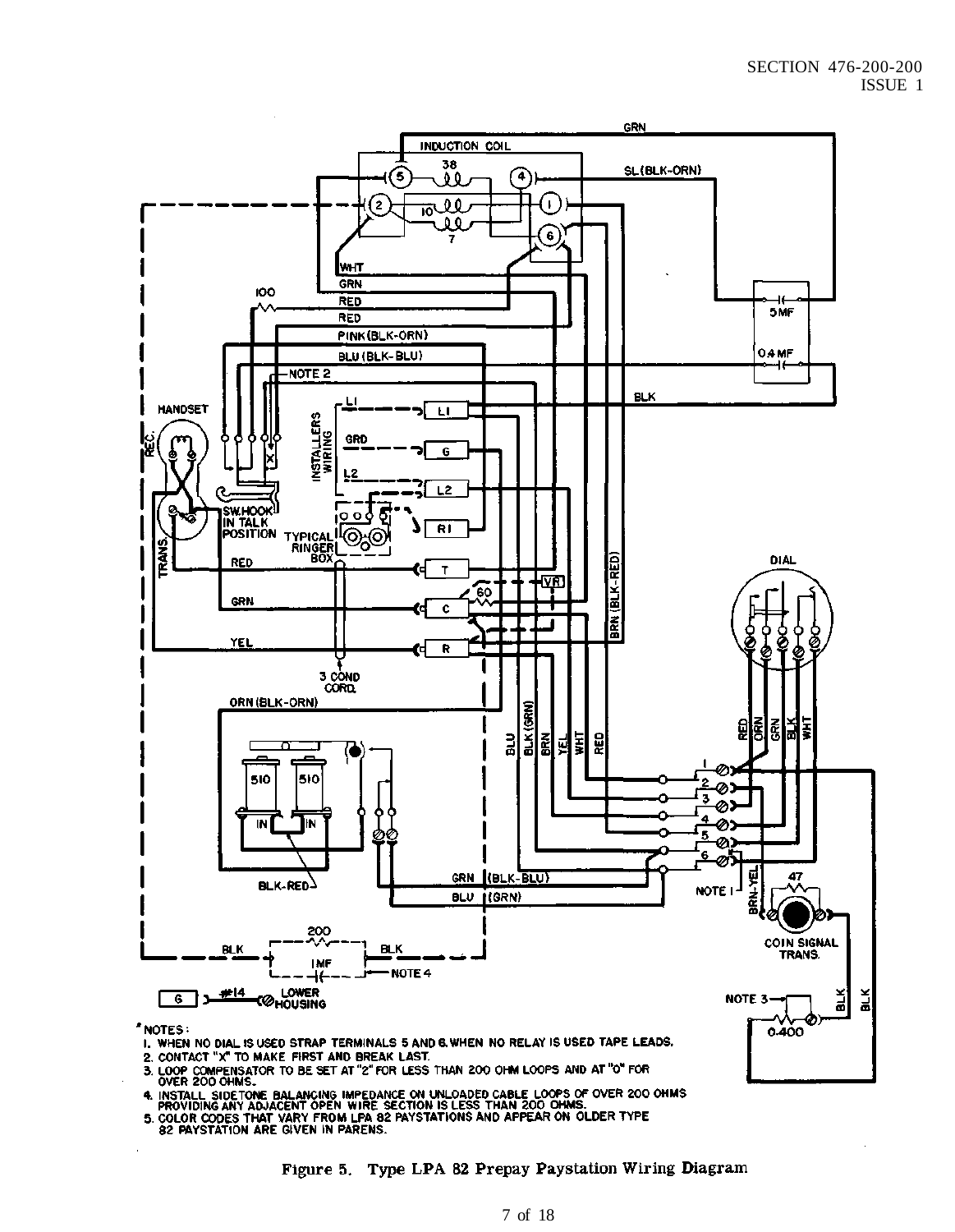*NOTES:

1. WHEN NO DIAL IS USED STRAP TERMINALS 5 AND 6. WHEN NO RELAY IS USED TAPE LEADS.
2. CONTACT "X" TO MAKE FIRST AND BREAK LAST.
3. LOOP COMPENSATOR TO BE SET AT "2" FOR LESS THAN 200 OHM LOOPS AND AT "0" FOR OVER 200 OHMS.
4. INSTALL SIDETONE BALANCING IMPEDANCE ON UNLOADED CABLE LOOPS OF OVER 200 OHMS PROVIDING ANY ADJACENT OPEN WIRE SECTION IS LESS THAN 200 OHMS.
5. COLOR CODES THAT VARY FROM LPA 82 PAYSTATIONS AND APPEAR ON OLDER TYPE 82 PAYSTATION ARE GIVEN IN PARENS.

Figure 5. Type LPA 82 Prepay Paystation Wiring Diagram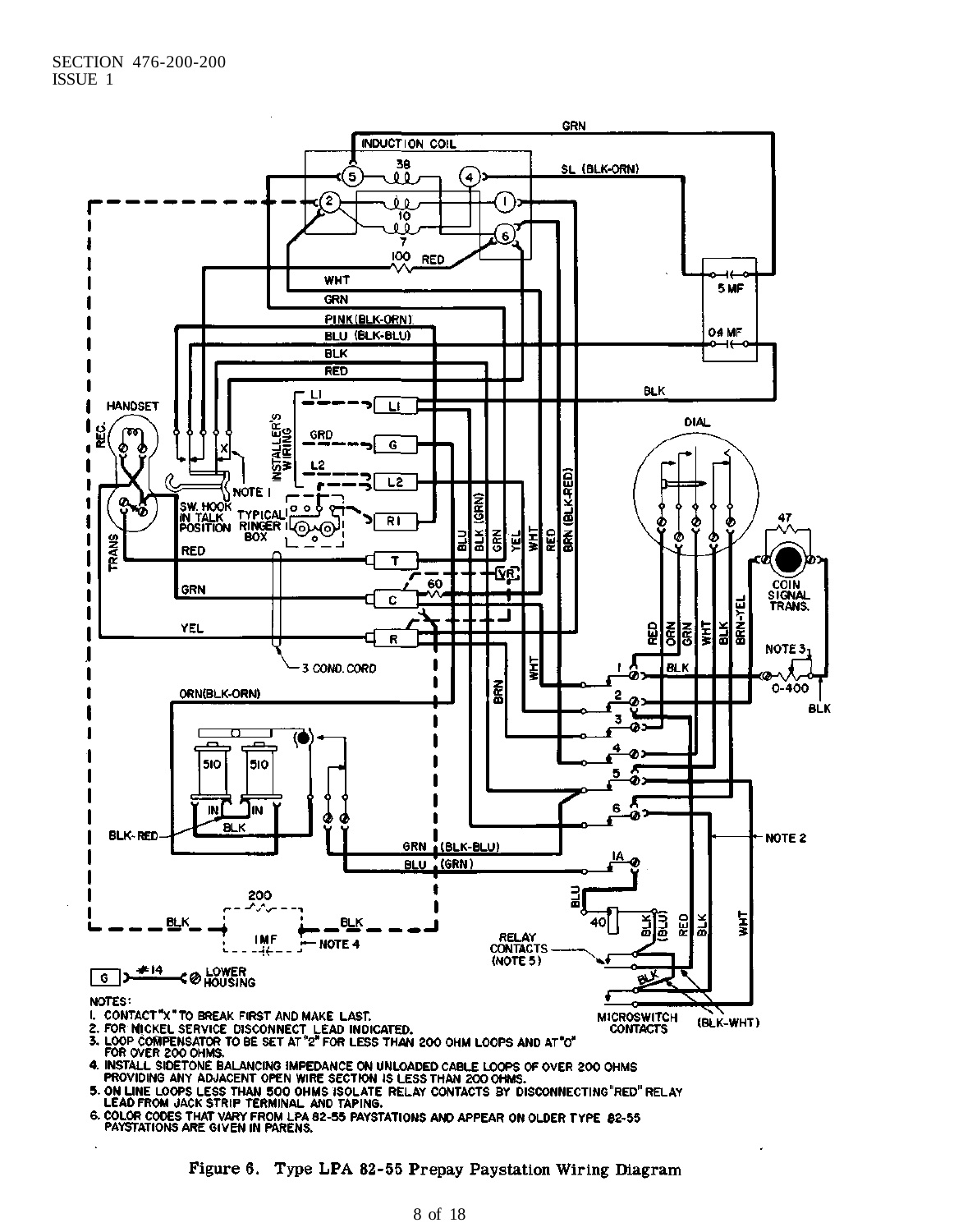NOTES:

1. CONTACT "X" TO BREAK FIRST AND MAKE LAST.
2. FOR NICKEL SERVICE DISCONNECT LEAD INDICATED.
3. LOOP COMPENSATOR TO BE SET AT "2" FOR LESS THAN 200 OHM LOOPS AND AT "O" FOR OVER 200 OHMS.
4. INSTALL SIDETONE BALANCING IMPEDANCE ON UNLOADED CABLE LOOPS OF OVER 200 OHMS PROVIDING ANY ADJACENT OPEN WIRE SECTION IS LESS THAN 200 OHMS.
5. ON LINE LOOPS LESS THAN 500 OHMS ISOLATE RELAY CONTACTS BY DISCONNECTING "RED" RELAY LEAD FROM JACK STRIP TERMINAL AND TAPING.
6. COLOR CODES THAT VARY FROM LPA 82-55 PAYSTATIONS AND APPEAR ON OLDER TYPE 82-55 PAYSTATIONS ARE GIVEN IN PARENS.

Figure 6. Type LPA 82-55 Prepay Paystation Wiring Diagram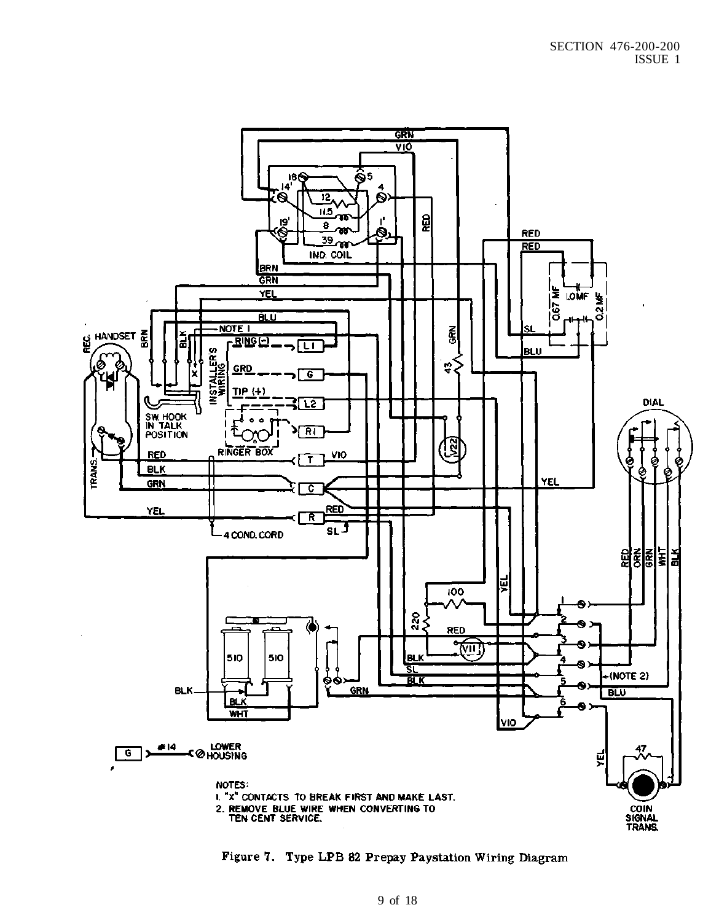NOTES:

1. "X" CONTACTS TO BREAK FIRST AND MAKE LAST.
2. REMOVE BLUE WIRE WHEN CONVERTING TO TEN CENT SERVICE.

Figure 7. Type LPB 82 Prepay Paystation Wiring Diagram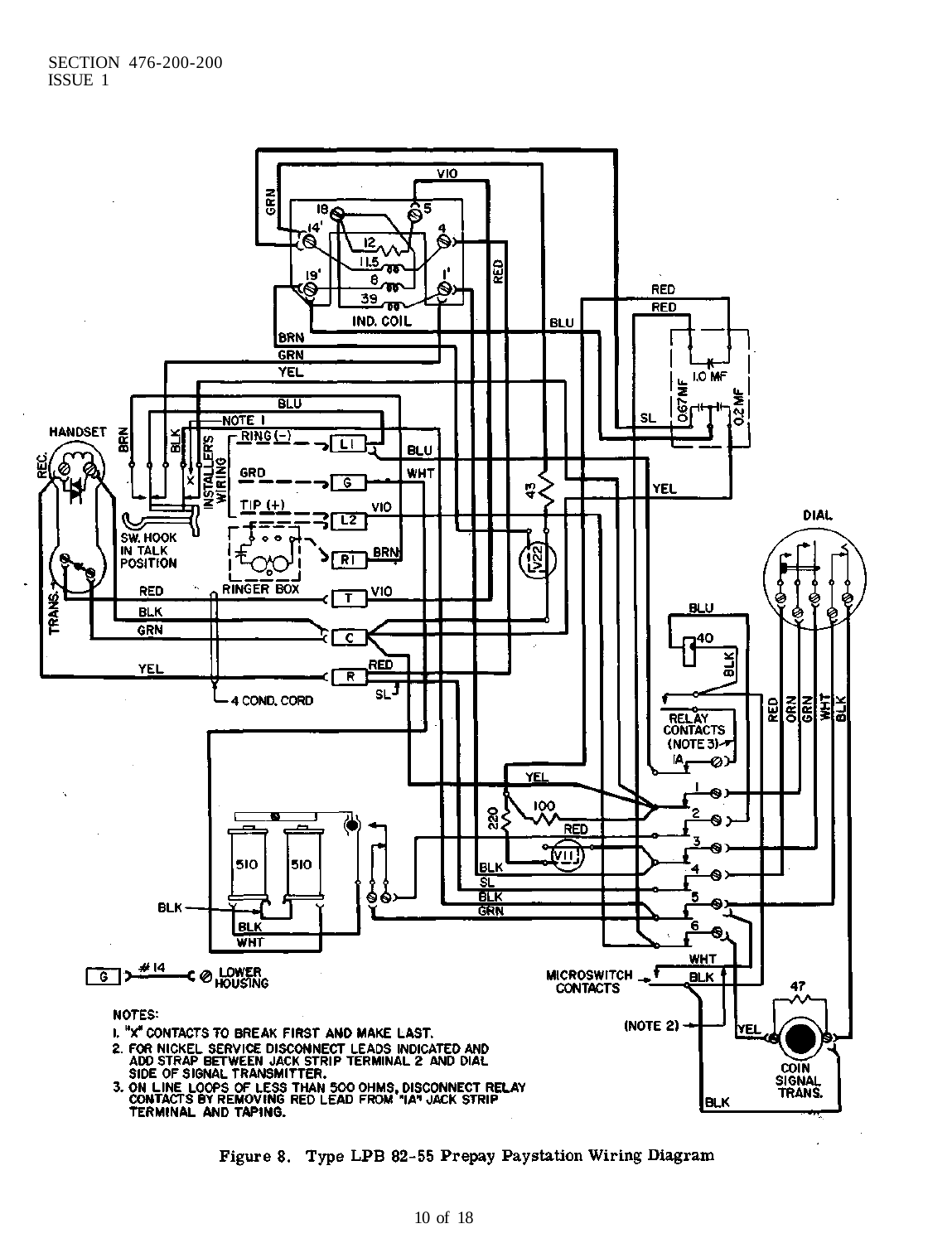NOTES:

1. "X" CONTACTS TO BREAK FIRST AND MAKE LAST.
2. FOR NICKEL SERVICE DISCONNECT LEADS INDICATED AND ADD STRAP BETWEEN JACK STRIP TERMINAL 2 AND DIAL SIDE OF SIGNAL TRANSMITTER.
3. ON LINE LOOPS OF LESS THAN 500 OHMS, DISCONNECT RELAY CONTACTS BY REMOVING RED LEAD FROM "IA" JACK STRIP TERMINAL AND TAPING.

Figure 8. Type LPB 82-55 Prepay Paystation Wiring Diagram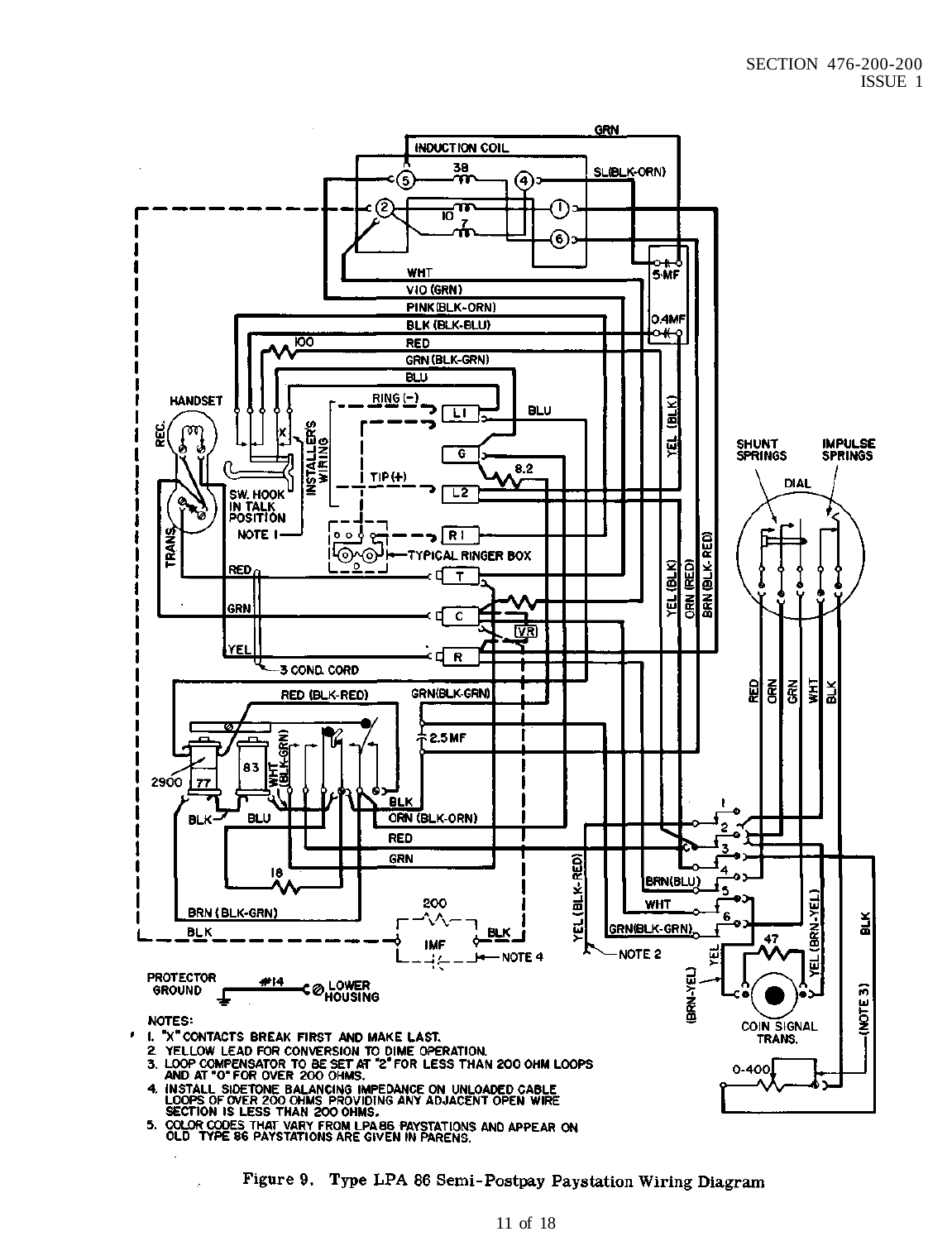NOTES:

1. "X" CONTACTS BREAK FIRST AND MAKE LAST.
2. YELLOW LEAD FOR CONVERSION TO DIME OPERATION.
3. LOOP COMPENSATOR TO BE SET AT "2" FOR LESS THAN 200 OHM LOOPS AND AT "0" FOR OVER 200 OHMS.
4. INSTALL SIDETONE BALANCING IMPEDANCE ON UNLOADED CABLE LOOPS OF OVER 200 OHMS PROVIDING ANY ADJACENT OPEN WIRE SECTION IS LESS THAN 200 OHMS.
5. COLOR CODES THAT VARY FROM LPA 86 PAYSTATIONS AND APPEAR ON OLD TYPE 86 PAYSTATIONS ARE GIVEN IN PARENS.

Figure 9. Type LPA 86 Semi-Postpay Paystation Wiring Diagram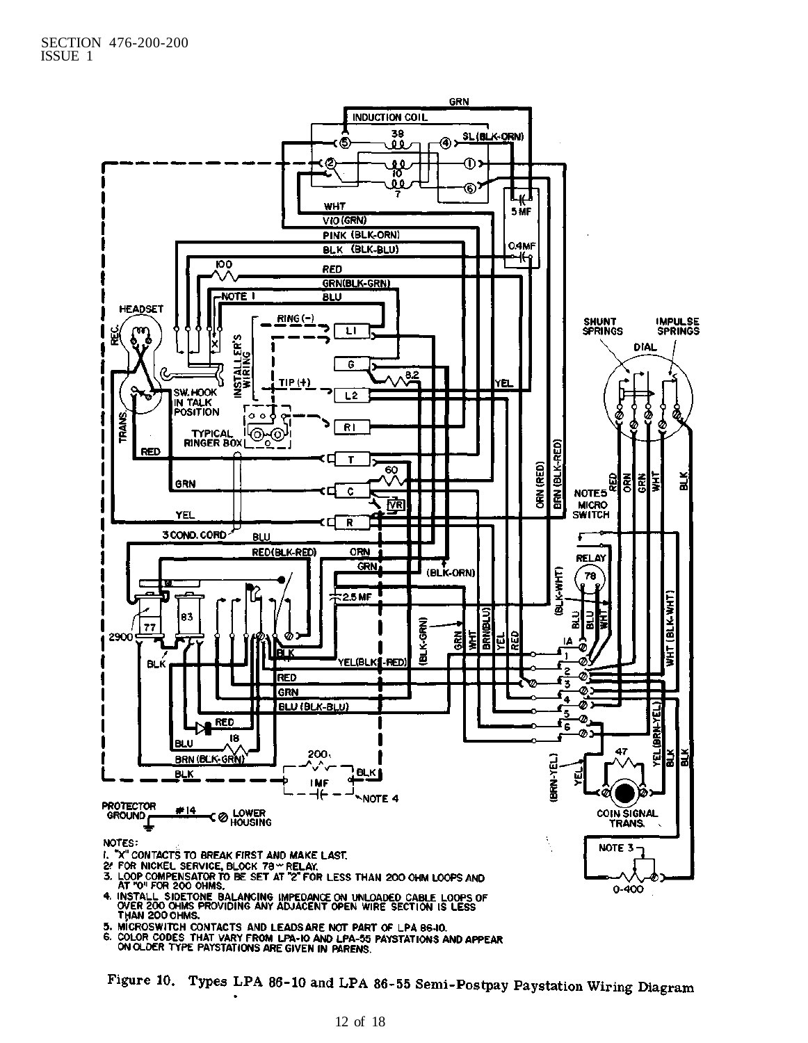NOTES:

1. "X" CONTACTS TO BREAK FIRST AND MAKE LAST.
2. FOR NICKEL SERVICE, BLOCK 78 RELAY.
3. LOOP COMPENSATOR TO BE SET AT "2" FOR LESS THAN 200 OHM LOOPS AND AT "0" FOR 200 OHMS.
4. INSTALL SIDETONE BALANCING IMPEDANCE ON UNLOADED CABLE LOOPS OF OVER 200 OHMS PROVIDING ANY ADJACENT OPEN WIRE SECTION IS LESS THAN 200 OHMS.
5. MICROSWITCH CONTACTS AND LEADS ARE NOT PART OF LPA 86-10.
6. COLOR CODES THAT VARY FROM LPA-10 AND LPA-55 PAYSTATIONS AND APPEAR ON OLDER TYPE PAYSTATIONS ARE GIVEN IN PARENS.

Figure 10. Types LPA 86-10 and LPA 86-55 Semi-Postpay Paystation Wiring Diagram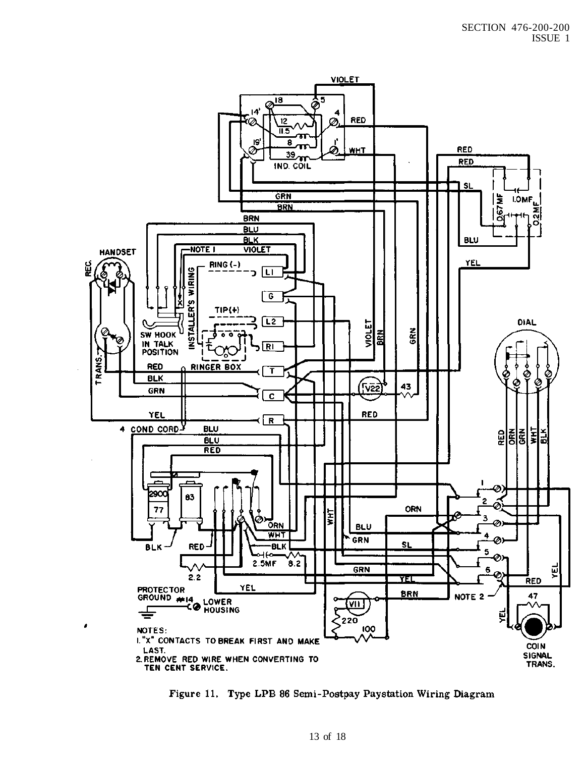NOTES:

1. "X" CONTACTS TO BREAK FIRST AND MAKE LAST.
2. REMOVE RED WIRE WHEN CONVERTING TO TEN CENT SERVICE.

Figure 11. Type LPB 86 Semi-Postpay Paystation Wiring Diagram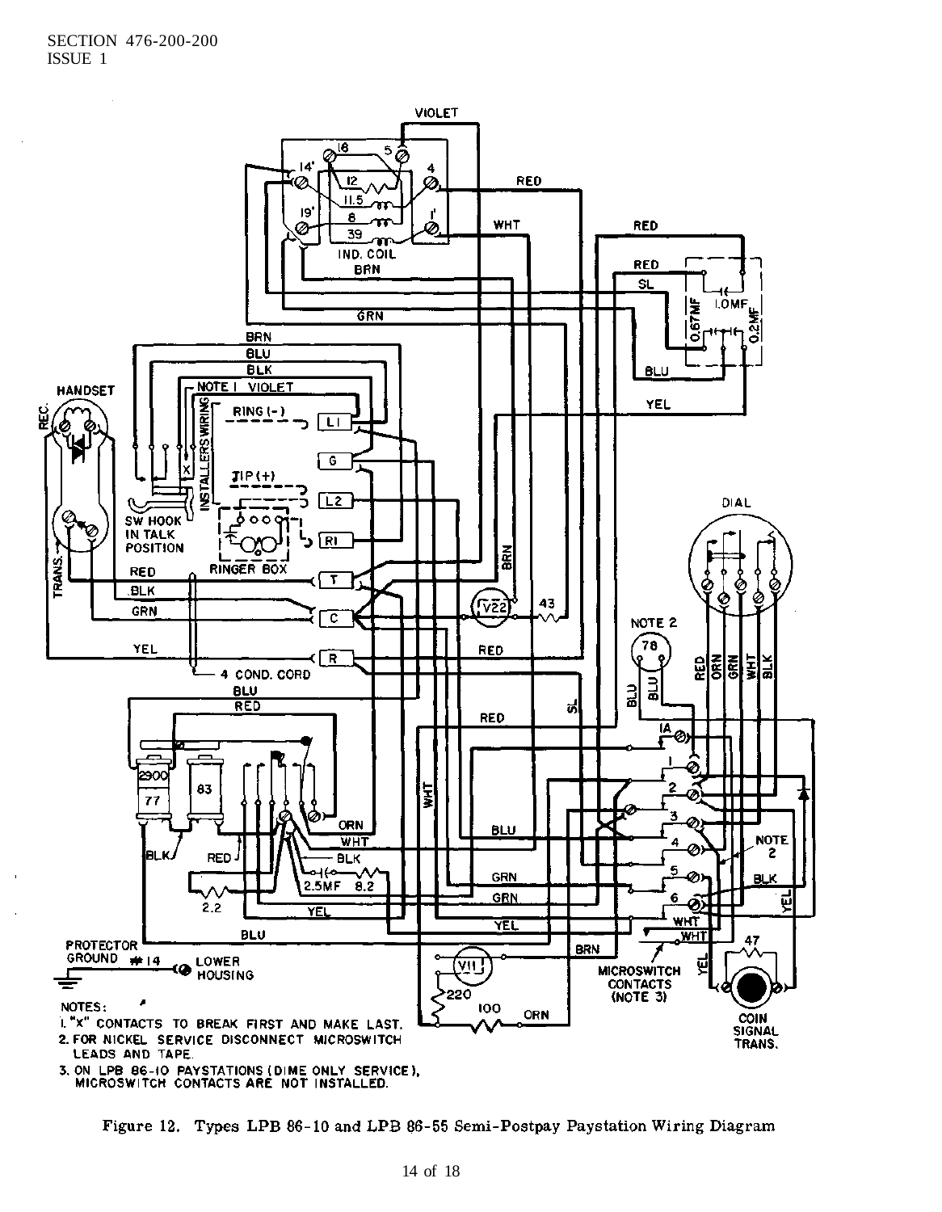NOTES:

1. "X" CONTACTS TO BREAK FIRST AND MAKE LAST.
2. FOR NICKEL SERVICE DISCONNECT MICROSWITCH LEADS AND TAPE.
3. ON LPB 86-10 PAYSTATIONS (DIME ONLY SERVICE), MICROSWITCH CONTACTS ARE NOT INSTALLED.

Figure 12. Types LPB 86-10 and LPB 86-55 Semi-Postpay Paystation Wiring Diagram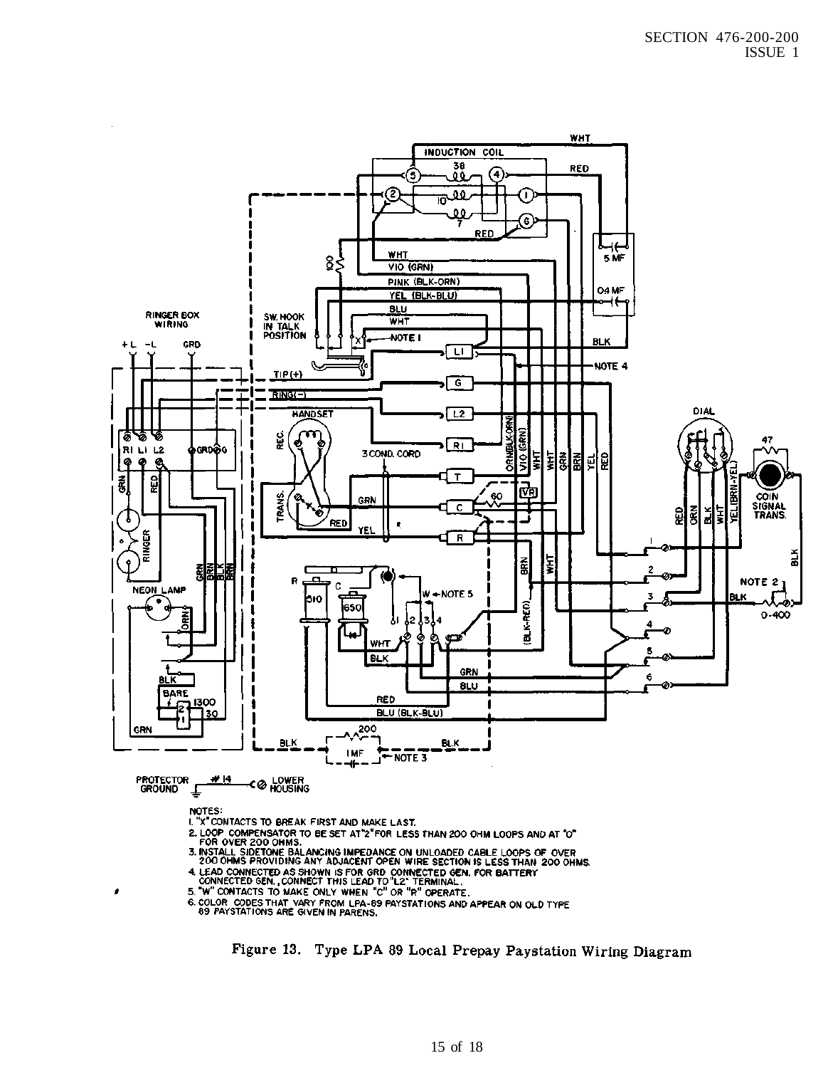NOTES:

1. "X" CONTACTS TO BREAK FIRST AND MAKE LAST.
2. LOOP COMPENSATOR TO BE SET AT "2" FOR LESS THAN 200 OHM LOOPS AND AT "0" FOR OVER 200 OHMS.
3. INSTALL SIDETONE BALANCING IMPEDANCE ON UNLOADED CABLE LOOPS OF OVER 200 OHMS PROVIDING ANY ADJACENT OPEN WIRE SECTION IS LESS THAN 200 OHMS.
4. LEAD CONNECTED AS SHOWN IS FOR GRD CONNECTED GEN. FOR BATTERY CONNECTED GEN., CONNECT THIS LEAD TO "L2" TERMINAL.
5. "W" CONTACTS TO MAKE ONLY WHEN "C" OR "R" OPERATE.
6. COLOR CODES THAT VARY FROM LPA-89 PAYSTATIONS AND APPEAR ON OLD TYPE 89 PAYSTATIONS ARE GIVEN IN PARENS.

Figure 13. Type LPA 89 Local Prepay Paystation Wiring Diagram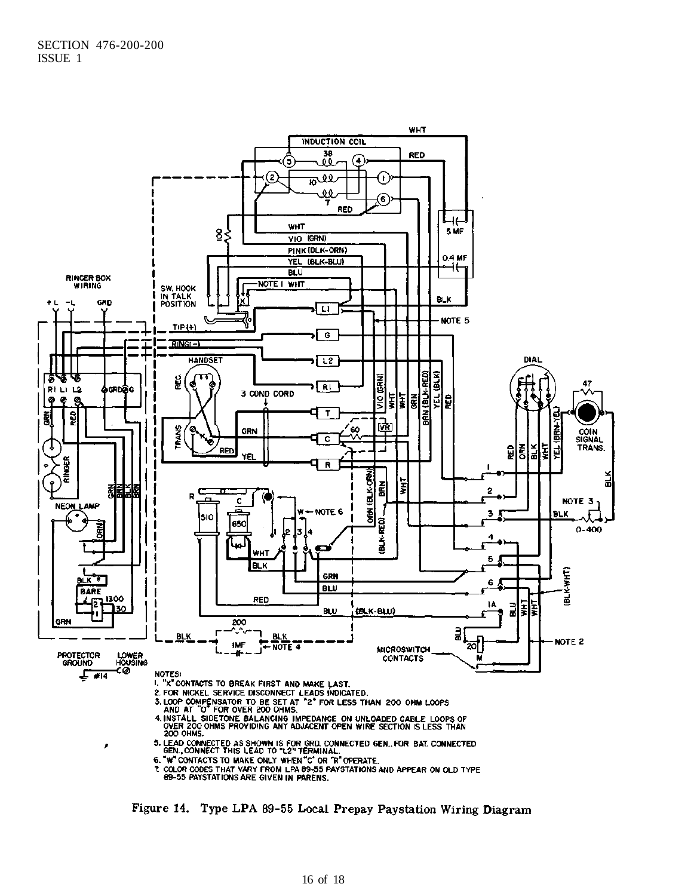NOTES:

1. "X" CONTACTS TO BREAK FIRST AND MAKE LAST.
2. FOR NICKEL SERVICE DISCONNECT LEADS INDICATED.
3. LOOP COMPENSATOR TO BE SET AT "2" FOR LESS THAN 200 OHM LOOPS AND AT "0" FOR OVER 200 OHMS.
4. INSTALL SIDETONE BALANCING IMPEDANCE ON UNLOADED CABLE LOOPS OF OVER 200 OHMS PROVIDING ANY ADJACENT OPEN WIRE SECTION IS LESS THAN 200 OHMS.
5. LEAD CONNECTED AS SHOWN IS FOR GRD. CONNECTED GEN.. FOR BAT. CONNECTED GEN., CONNECT THIS LEAD TO "L2" TERMINAL.
6. "W" CONTACTS TO MAKE ONLY WHEN "C" OR "R" OPERATE.
7. COLOR CODES THAT VARY FROM LPA 89-55 PAYSTATIONS AND APPEAR ON OLD TYPE 89-55 PAYSTATIONS ARE GIVEN IN PARENS.

Figure 14. Type LPA 89-55 Local Prepay Paystation Wiring Diagram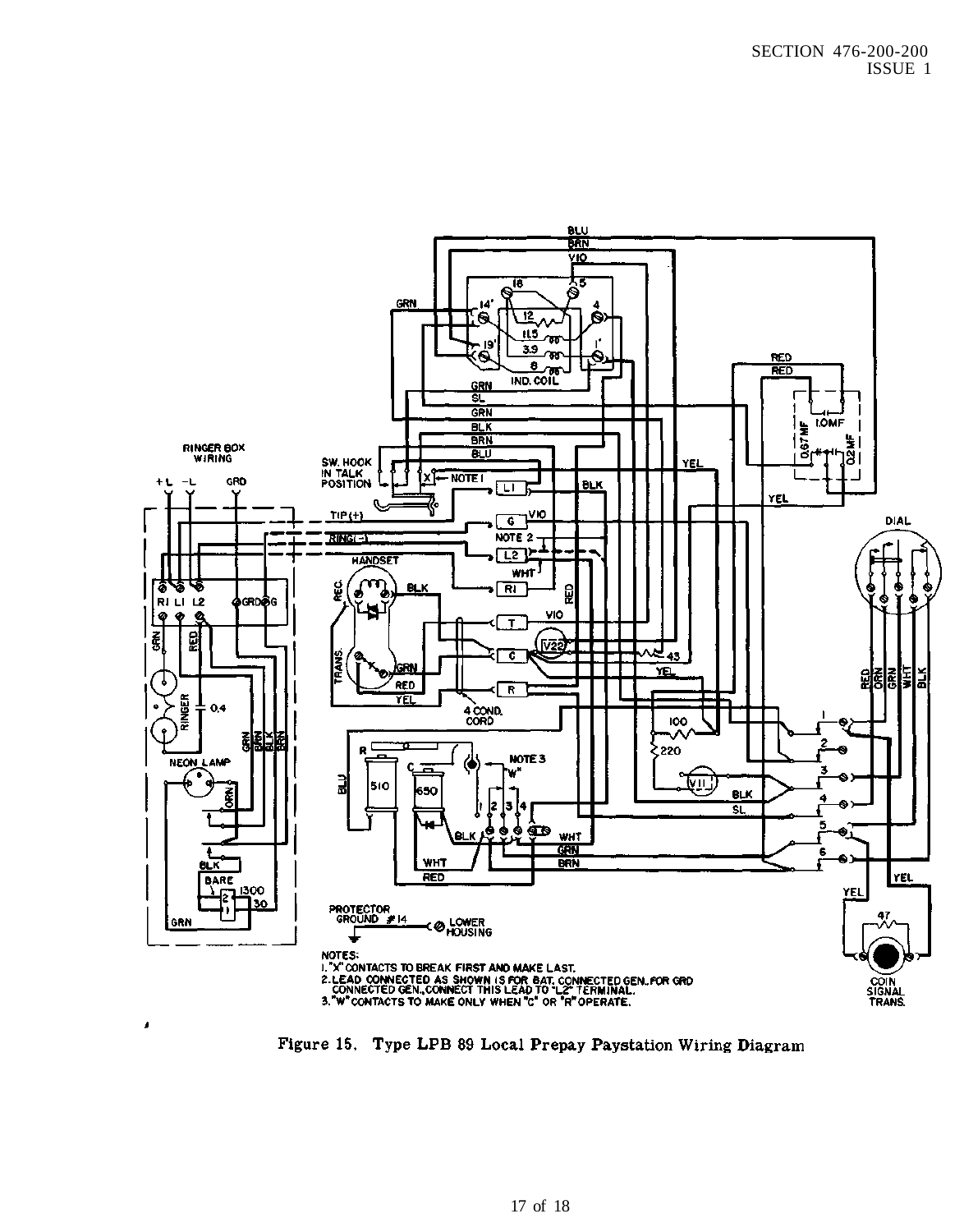NOTES:

1. "X" CONTACTS TO BREAK FIRST AND MAKE LAST.
2. LEAD CONNECTED AS SHOWN IS FOR BAT. CONNECTED GEN. FOR GRD CONNECTED GEN., CONNECT THIS LEAD TO "L2" TERMINAL.
3. "W" CONTACTS TO MAKE ONLY WHEN "C" OR "R" OPERATE.

Figure 15. Type LPB 89 Local Prepay Paystation Wiring Diagram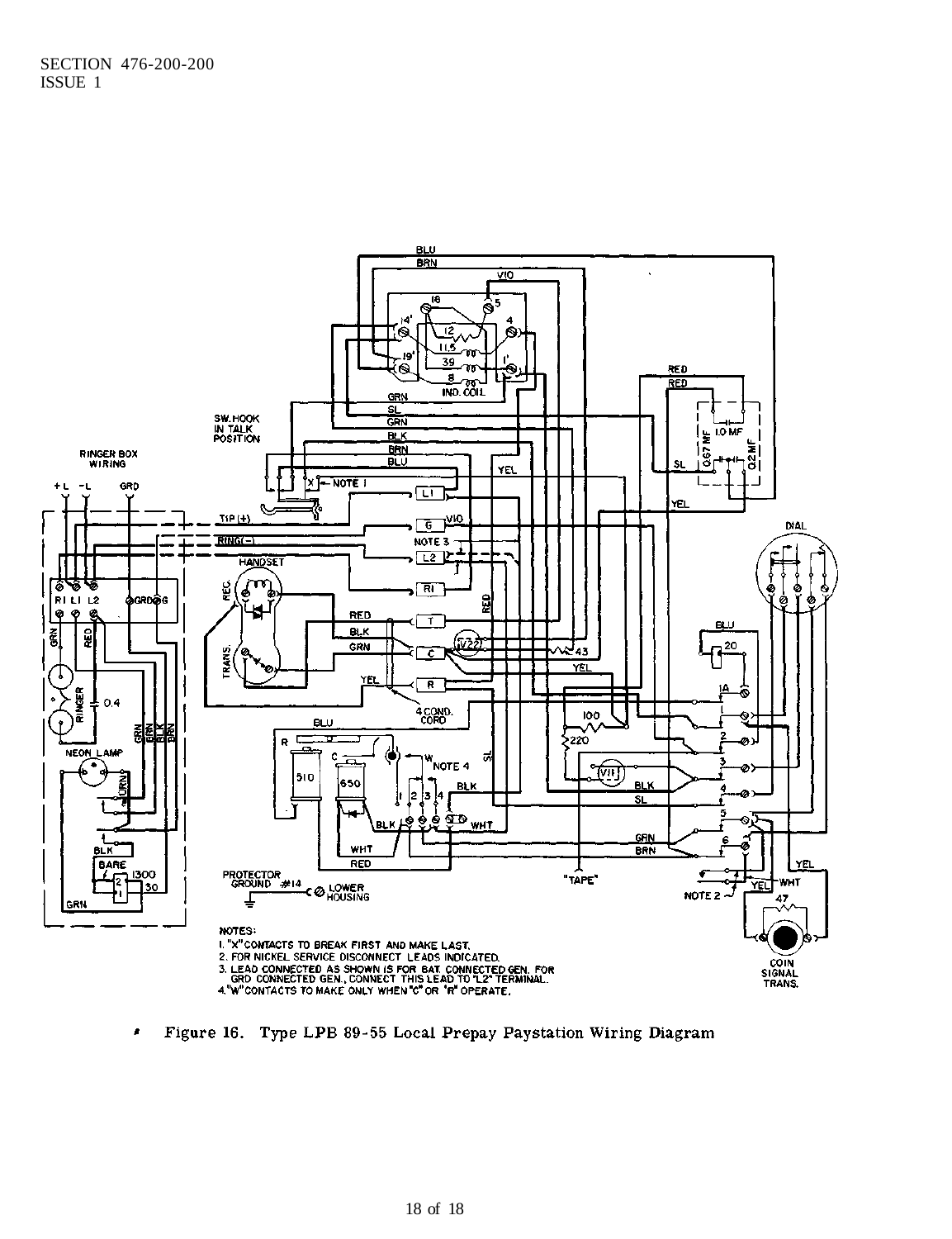NOTES:

1. "X" CONTACTS TO BREAK FIRST AND MAKE LAST.
2. FOR NICKEL SERVICE DISCONNECT LEADS INDICATED.
3. LEAD CONNECTED AS SHOWN IS FOR BAT. CONNECTED GEN. FOR GRD CONNECTED GEN., CONNECT THIS LEAD TO "L2" TERMINAL.
4. "W" CONTACTS TO MAKE ONLY WHEN "C" OR "R" OPERATE.

Figure 16. Type LPB 89-55 Local Prepay Paystation Wiring Diagram